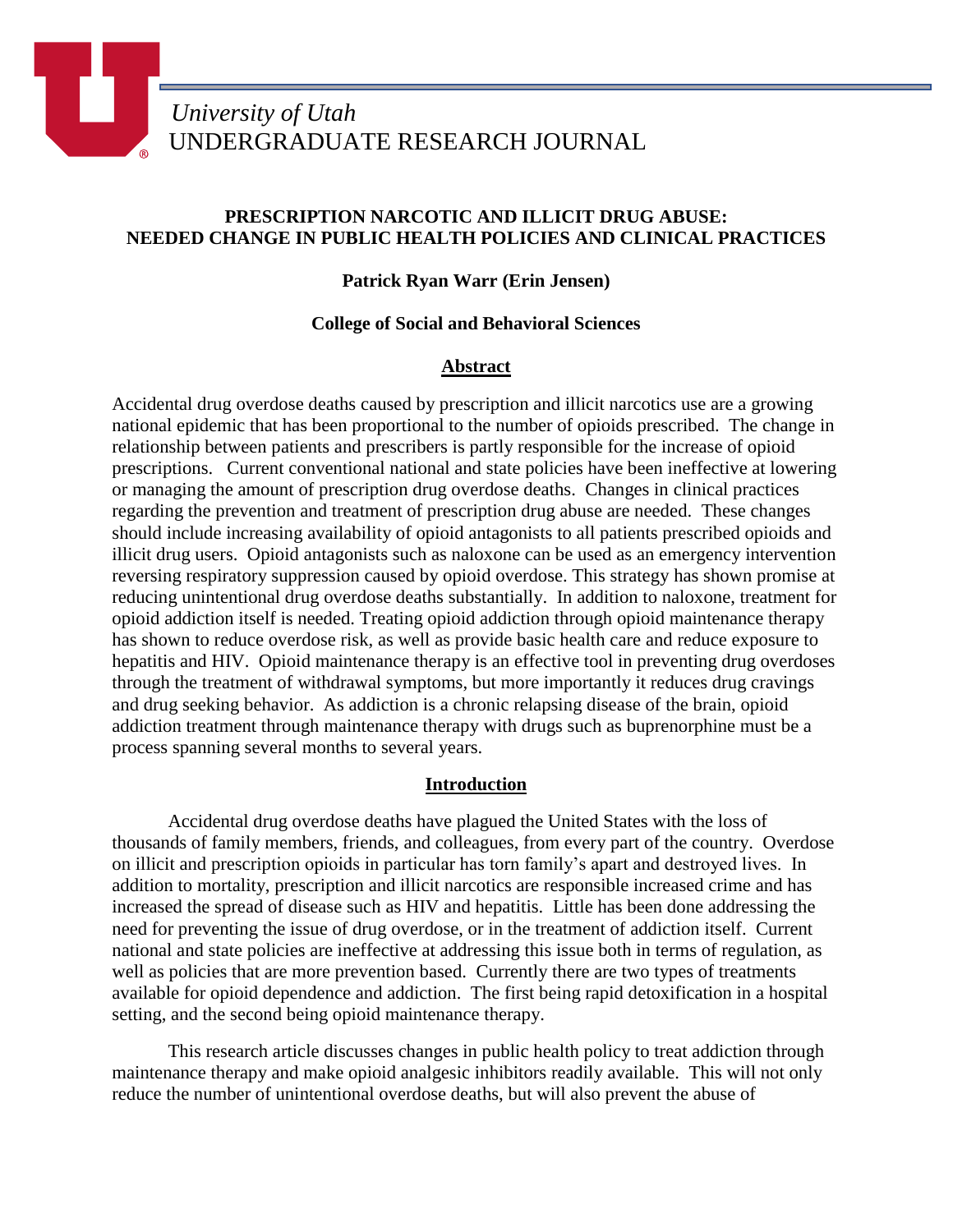*University of Utah*
UNDERGRADUATE RESEARCH JOURNAL

# PRESCRIPTION NARCOTIC AND ILLICIT DRUG ABUSE: NEEDED CHANGE IN PUBLIC HEALTH POLICIES AND CLINICAL PRACTICES

**Patrick Ryan Warr (Erin Jensen)**

**College of Social and Behavioral Sciences**

## Abstract

Accidental drug overdose deaths caused by prescription and illicit narcotics use are a growing national epidemic that has been proportional to the number of opioids prescribed. The change in relationship between patients and prescribers is partly responsible for the increase of opioid prescriptions. Current conventional national and state policies have been ineffective at lowering or managing the amount of prescription drug overdose deaths. Changes in clinical practices regarding the prevention and treatment of prescription drug abuse are needed. These changes should include increasing availability of opioid antagonists to all patients prescribed opioids and illicit drug users. Opioid antagonists such as naloxone can be used as an emergency intervention reversing respiratory suppression caused by opioid overdose. This strategy has shown promise at reducing unintentional drug overdose deaths substantially. In addition to naloxone, treatment for opioid addiction itself is needed. Treating opioid addiction through opioid maintenance therapy has shown to reduce overdose risk, as well as provide basic health care and reduce exposure to hepatitis and HIV. Opioid maintenance therapy is an effective tool in preventing drug overdoses through the treatment of withdrawal symptoms, but more importantly it reduces drug cravings and drug seeking behavior. As addiction is a chronic relapsing disease of the brain, opioid addiction treatment through maintenance therapy with drugs such as buprenorphine must be a process spanning several months to several years.

## Introduction

Accidental drug overdose deaths have plagued the United States with the loss of thousands of family members, friends, and colleagues, from every part of the country. Overdose on illicit and prescription opioids in particular has torn family's apart and destroyed lives. In addition to mortality, prescription and illicit narcotics are responsible increased crime and has increased the spread of disease such as HIV and hepatitis. Little has been done addressing the need for preventing the issue of drug overdose, or in the treatment of addiction itself. Current national and state policies are ineffective at addressing this issue both in terms of regulation, as well as policies that are more prevention based. Currently there are two types of treatments available for opioid dependence and addiction. The first being rapid detoxification in a hospital setting, and the second being opioid maintenance therapy.

This research article discusses changes in public health policy to treat addiction through maintenance therapy and make opioid analgesic inhibitors readily available. This will not only reduce the number of unintentional overdose deaths, but will also prevent the abuse of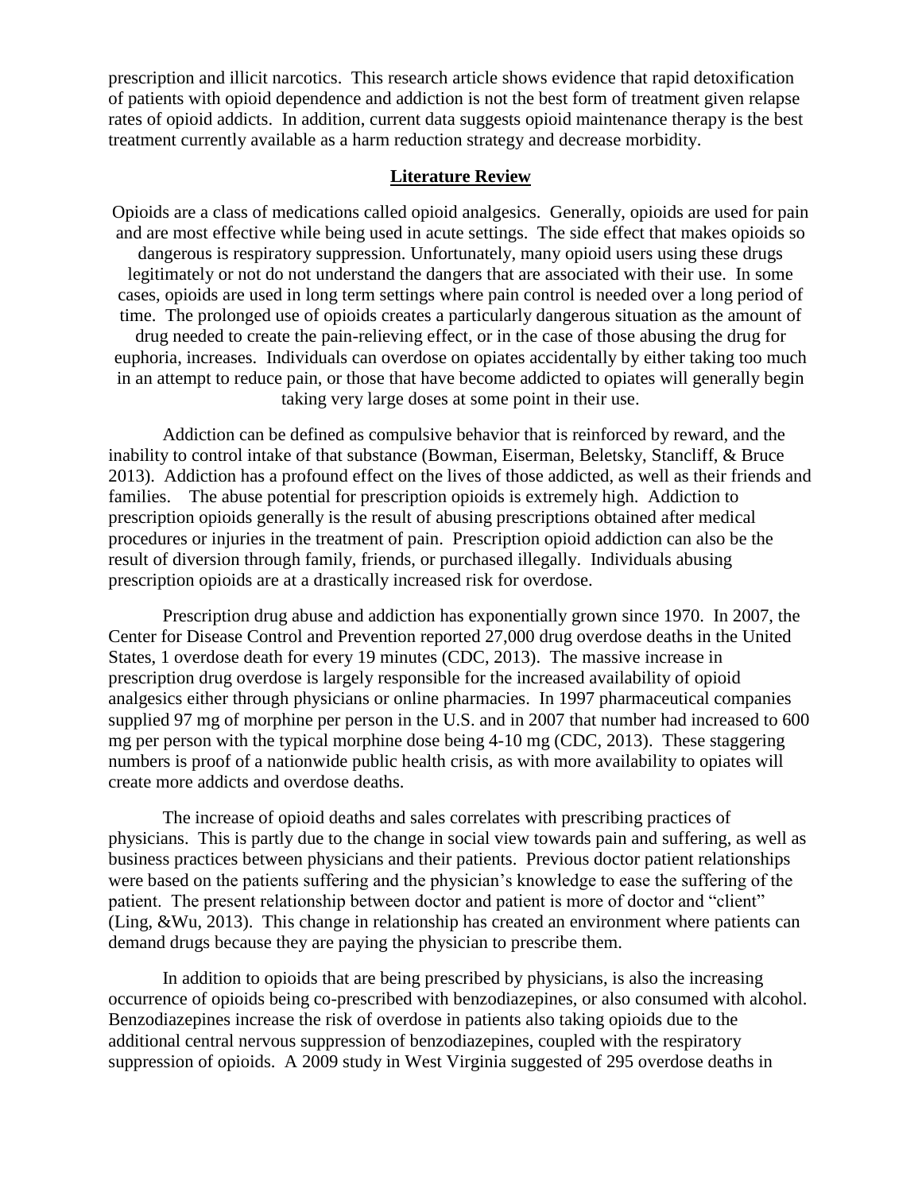prescription and illicit narcotics. This research article shows evidence that rapid detoxification of patients with opioid dependence and addiction is not the best form of treatment given relapse rates of opioid addicts. In addition, current data suggests opioid maintenance therapy is the best treatment currently available as a harm reduction strategy and decrease morbidity.

## Literature Review

Opioids are a class of medications called opioid analgesics. Generally, opioids are used for pain and are most effective while being used in acute settings. The side effect that makes opioids so dangerous is respiratory suppression. Unfortunately, many opioid users using these drugs legitimately or not do not understand the dangers that are associated with their use. In some cases, opioids are used in long term settings where pain control is needed over a long period of time. The prolonged use of opioids creates a particularly dangerous situation as the amount of drug needed to create the pain-relieving effect, or in the case of those abusing the drug for euphoria, increases. Individuals can overdose on opiates accidentally by either taking too much in an attempt to reduce pain, or those that have become addicted to opiates will generally begin taking very large doses at some point in their use.

Addiction can be defined as compulsive behavior that is reinforced by reward, and the inability to control intake of that substance (Bowman, Eiserman, Beletsky, Stancliff, & Bruce 2013). Addiction has a profound effect on the lives of those addicted, as well as their friends and families. The abuse potential for prescription opioids is extremely high. Addiction to prescription opioids generally is the result of abusing prescriptions obtained after medical procedures or injuries in the treatment of pain. Prescription opioid addiction can also be the result of diversion through family, friends, or purchased illegally. Individuals abusing prescription opioids are at a drastically increased risk for overdose.

Prescription drug abuse and addiction has exponentially grown since 1970. In 2007, the Center for Disease Control and Prevention reported 27,000 drug overdose deaths in the United States, 1 overdose death for every 19 minutes (CDC, 2013). The massive increase in prescription drug overdose is largely responsible for the increased availability of opioid analgesics either through physicians or online pharmacies. In 1997 pharmaceutical companies supplied 97 mg of morphine per person in the U.S. and in 2007 that number had increased to 600 mg per person with the typical morphine dose being 4-10 mg (CDC, 2013). These staggering numbers is proof of a nationwide public health crisis, as with more availability to opiates will create more addicts and overdose deaths.

The increase of opioid deaths and sales correlates with prescribing practices of physicians. This is partly due to the change in social view towards pain and suffering, as well as business practices between physicians and their patients. Previous doctor patient relationships were based on the patients suffering and the physician's knowledge to ease the suffering of the patient. The present relationship between doctor and patient is more of doctor and "client" (Ling, &Wu, 2013). This change in relationship has created an environment where patients can demand drugs because they are paying the physician to prescribe them.

In addition to opioids that are being prescribed by physicians, is also the increasing occurrence of opioids being co-prescribed with benzodiazepines, or also consumed with alcohol. Benzodiazepines increase the risk of overdose in patients also taking opioids due to the additional central nervous suppression of benzodiazepines, coupled with the respiratory suppression of opioids. A 2009 study in West Virginia suggested of 295 overdose deaths in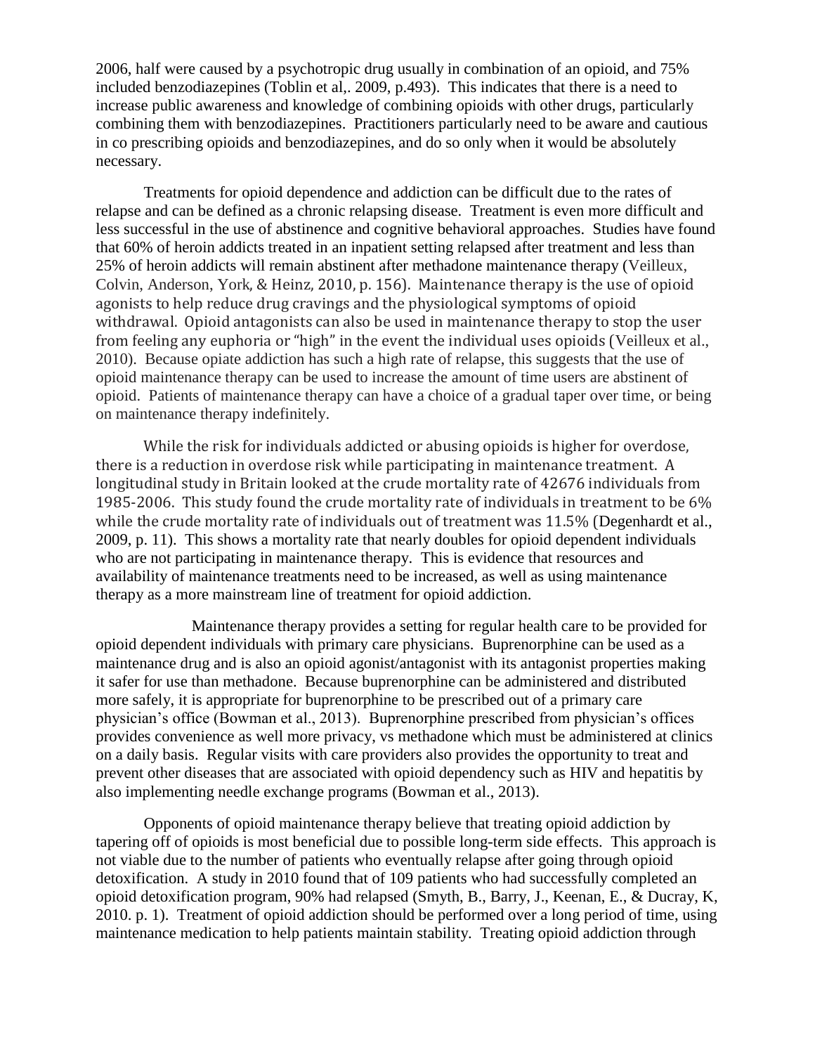2006, half were caused by a psychotropic drug usually in combination of an opioid, and 75% included benzodiazepines (Toblin et al,. 2009, p.493). This indicates that there is a need to increase public awareness and knowledge of combining opioids with other drugs, particularly combining them with benzodiazepines. Practitioners particularly need to be aware and cautious in co prescribing opioids and benzodiazepines, and do so only when it would be absolutely necessary.

Treatments for opioid dependence and addiction can be difficult due to the rates of relapse and can be defined as a chronic relapsing disease. Treatment is even more difficult and less successful in the use of abstinence and cognitive behavioral approaches. Studies have found that 60% of heroin addicts treated in an inpatient setting relapsed after treatment and less than 25% of heroin addicts will remain abstinent after methadone maintenance therapy (Veilleux, Colvin, Anderson, York, & Heinz, 2010, p. 156). Maintenance therapy is the use of opioid agonists to help reduce drug cravings and the physiological symptoms of opioid withdrawal. Opioid antagonists can also be used in maintenance therapy to stop the user from feeling any euphoria or "high" in the event the individual uses opioids (Veilleux et al., 2010). Because opiate addiction has such a high rate of relapse, this suggests that the use of opioid maintenance therapy can be used to increase the amount of time users are abstinent of opioid. Patients of maintenance therapy can have a choice of a gradual taper over time, or being on maintenance therapy indefinitely.

While the risk for individuals addicted or abusing opioids is higher for overdose, there is a reduction in overdose risk while participating in maintenance treatment. A longitudinal study in Britain looked at the crude mortality rate of 42676 individuals from 1985-2006. This study found the crude mortality rate of individuals in treatment to be 6% while the crude mortality rate of individuals out of treatment was 11.5% (Degenhardt et al., 2009, p. 11). This shows a mortality rate that nearly doubles for opioid dependent individuals who are not participating in maintenance therapy. This is evidence that resources and availability of maintenance treatments need to be increased, as well as using maintenance therapy as a more mainstream line of treatment for opioid addiction.

Maintenance therapy provides a setting for regular health care to be provided for opioid dependent individuals with primary care physicians. Buprenorphine can be used as a maintenance drug and is also an opioid agonist/antagonist with its antagonist properties making it safer for use than methadone. Because buprenorphine can be administered and distributed more safely, it is appropriate for buprenorphine to be prescribed out of a primary care physician's office (Bowman et al., 2013). Buprenorphine prescribed from physician's offices provides convenience as well more privacy, vs methadone which must be administered at clinics on a daily basis. Regular visits with care providers also provides the opportunity to treat and prevent other diseases that are associated with opioid dependency such as HIV and hepatitis by also implementing needle exchange programs (Bowman et al., 2013).

Opponents of opioid maintenance therapy believe that treating opioid addiction by tapering off of opioids is most beneficial due to possible long-term side effects. This approach is not viable due to the number of patients who eventually relapse after going through opioid detoxification. A study in 2010 found that of 109 patients who had successfully completed an opioid detoxification program, 90% had relapsed (Smyth, B., Barry, J., Keenan, E., & Ducray, K, 2010. p. 1). Treatment of opioid addiction should be performed over a long period of time, using maintenance medication to help patients maintain stability. Treating opioid addiction through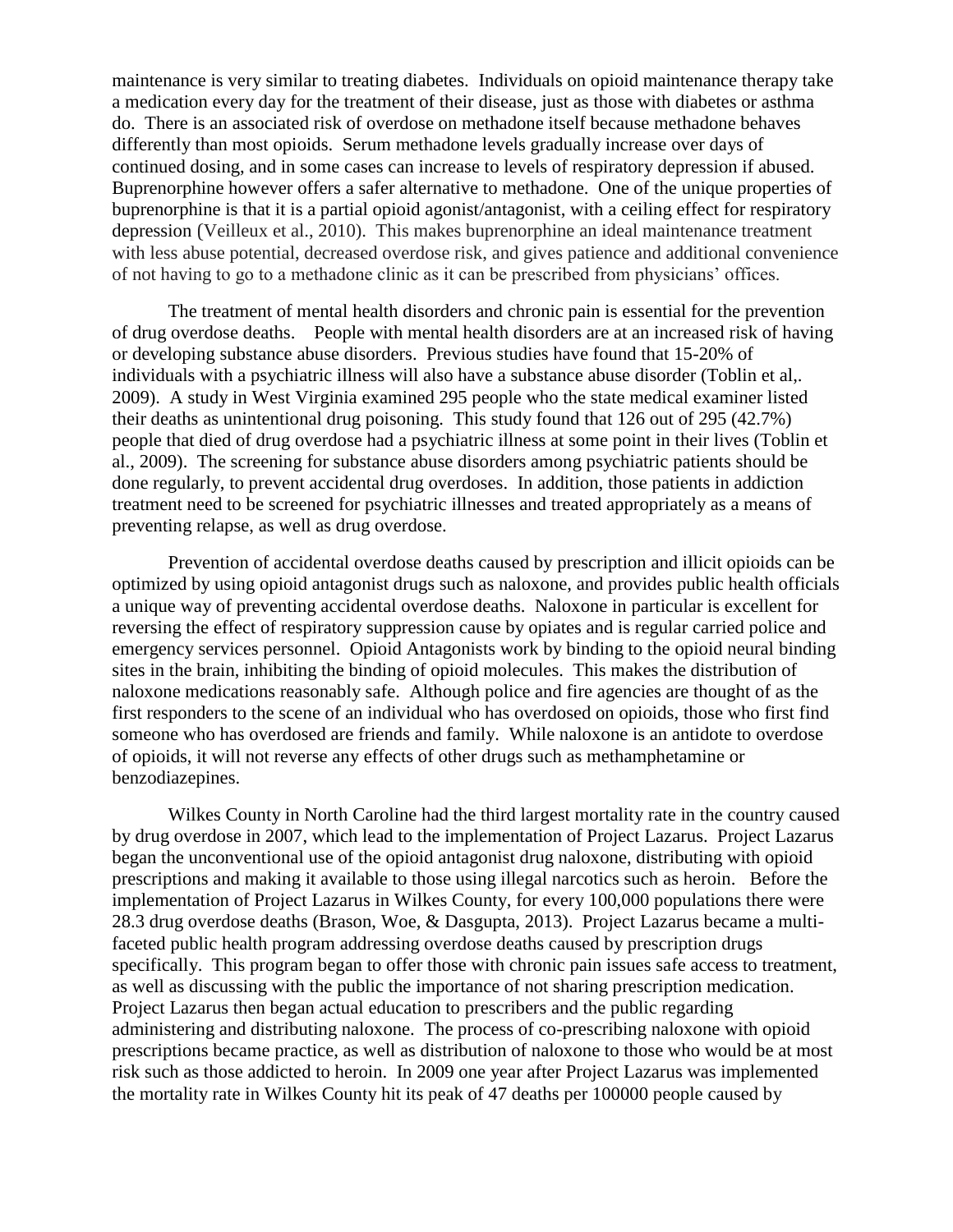maintenance is very similar to treating diabetes. Individuals on opioid maintenance therapy take a medication every day for the treatment of their disease, just as those with diabetes or asthma do. There is an associated risk of overdose on methadone itself because methadone behaves differently than most opioids. Serum methadone levels gradually increase over days of continued dosing, and in some cases can increase to levels of respiratory depression if abused. Buprenorphine however offers a safer alternative to methadone. One of the unique properties of buprenorphine is that it is a partial opioid agonist/antagonist, with a ceiling effect for respiratory depression (Veilleux et al., 2010). This makes buprenorphine an ideal maintenance treatment with less abuse potential, decreased overdose risk, and gives patience and additional convenience of not having to go to a methadone clinic as it can be prescribed from physicians' offices.

The treatment of mental health disorders and chronic pain is essential for the prevention of drug overdose deaths. People with mental health disorders are at an increased risk of having or developing substance abuse disorders. Previous studies have found that 15-20% of individuals with a psychiatric illness will also have a substance abuse disorder (Toblin et al,. 2009). A study in West Virginia examined 295 people who the state medical examiner listed their deaths as unintentional drug poisoning. This study found that 126 out of 295 (42.7%) people that died of drug overdose had a psychiatric illness at some point in their lives (Toblin et al., 2009). The screening for substance abuse disorders among psychiatric patients should be done regularly, to prevent accidental drug overdoses. In addition, those patients in addiction treatment need to be screened for psychiatric illnesses and treated appropriately as a means of preventing relapse, as well as drug overdose.

Prevention of accidental overdose deaths caused by prescription and illicit opioids can be optimized by using opioid antagonist drugs such as naloxone, and provides public health officials a unique way of preventing accidental overdose deaths. Naloxone in particular is excellent for reversing the effect of respiratory suppression cause by opiates and is regular carried police and emergency services personnel. Opioid Antagonists work by binding to the opioid neural binding sites in the brain, inhibiting the binding of opioid molecules. This makes the distribution of naloxone medications reasonably safe. Although police and fire agencies are thought of as the first responders to the scene of an individual who has overdosed on opioids, those who first find someone who has overdosed are friends and family. While naloxone is an antidote to overdose of opioids, it will not reverse any effects of other drugs such as methamphetamine or benzodiazepines.

Wilkes County in North Caroline had the third largest mortality rate in the country caused by drug overdose in 2007, which lead to the implementation of Project Lazarus. Project Lazarus began the unconventional use of the opioid antagonist drug naloxone, distributing with opioid prescriptions and making it available to those using illegal narcotics such as heroin. Before the implementation of Project Lazarus in Wilkes County, for every 100,000 populations there were 28.3 drug overdose deaths (Brason, Woe, & Dasgupta, 2013). Project Lazarus became a multi-faceted public health program addressing overdose deaths caused by prescription drugs specifically. This program began to offer those with chronic pain issues safe access to treatment, as well as discussing with the public the importance of not sharing prescription medication. Project Lazarus then began actual education to prescribers and the public regarding administering and distributing naloxone. The process of co-prescribing naloxone with opioid prescriptions became practice, as well as distribution of naloxone to those who would be at most risk such as those addicted to heroin. In 2009 one year after Project Lazarus was implemented the mortality rate in Wilkes County hit its peak of 47 deaths per 100000 people caused by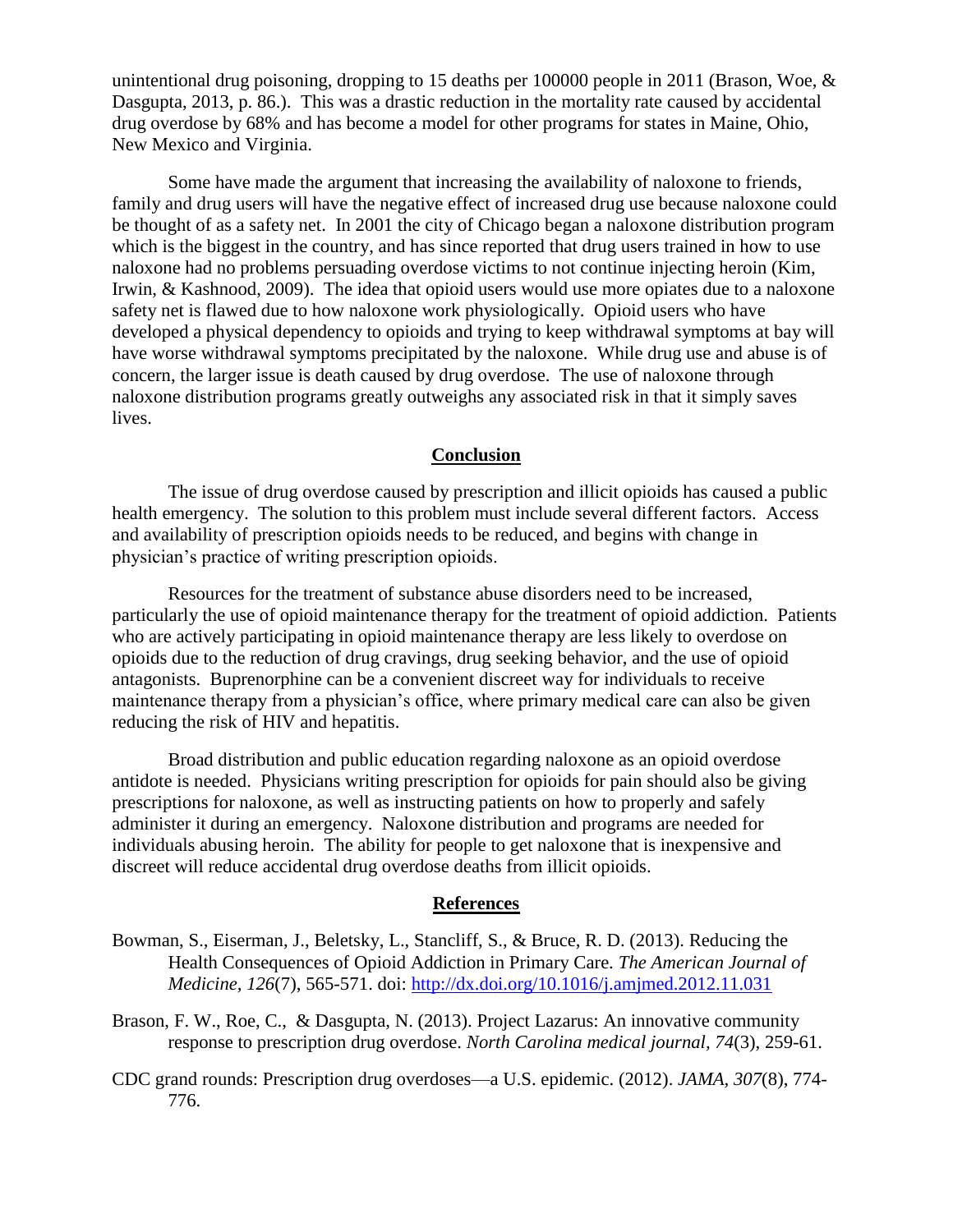unintentional drug poisoning, dropping to 15 deaths per 100000 people in 2011 (Brason, Woe, & Dasgupta, 2013, p. 86.). This was a drastic reduction in the mortality rate caused by accidental drug overdose by 68% and has become a model for other programs for states in Maine, Ohio, New Mexico and Virginia.

Some have made the argument that increasing the availability of naloxone to friends, family and drug users will have the negative effect of increased drug use because naloxone could be thought of as a safety net. In 2001 the city of Chicago began a naloxone distribution program which is the biggest in the country, and has since reported that drug users trained in how to use naloxone had no problems persuading overdose victims to not continue injecting heroin (Kim, Irwin, & Kashnood, 2009). The idea that opioid users would use more opiates due to a naloxone safety net is flawed due to how naloxone work physiologically. Opioid users who have developed a physical dependency to opioids and trying to keep withdrawal symptoms at bay will have worse withdrawal symptoms precipitated by the naloxone. While drug use and abuse is of concern, the larger issue is death caused by drug overdose. The use of naloxone through naloxone distribution programs greatly outweighs any associated risk in that it simply saves lives.

## Conclusion

The issue of drug overdose caused by prescription and illicit opioids has caused a public health emergency. The solution to this problem must include several different factors. Access and availability of prescription opioids needs to be reduced, and begins with change in physician's practice of writing prescription opioids.

Resources for the treatment of substance abuse disorders need to be increased, particularly the use of opioid maintenance therapy for the treatment of opioid addiction. Patients who are actively participating in opioid maintenance therapy are less likely to overdose on opioids due to the reduction of drug cravings, drug seeking behavior, and the use of opioid antagonists. Buprenorphine can be a convenient discreet way for individuals to receive maintenance therapy from a physician's office, where primary medical care can also be given reducing the risk of HIV and hepatitis.

Broad distribution and public education regarding naloxone as an opioid overdose antidote is needed. Physicians writing prescription for opioids for pain should also be giving prescriptions for naloxone, as well as instructing patients on how to properly and safely administer it during an emergency. Naloxone distribution and programs are needed for individuals abusing heroin. The ability for people to get naloxone that is inexpensive and discreet will reduce accidental drug overdose deaths from illicit opioids.

## References

Bowman, S., Eiserman, J., Beletsky, L., Stancliff, S., & Bruce, R. D. (2013). Reducing the Health Consequences of Opioid Addiction in Primary Care. *The American Journal of Medicine, 126*(7), 565-571. doi: [http://dx.doi.org/10.1016/j.amjmed.2012.11.031](http://dx.doi.org/10.1016/j.amjmed.2012.11.031)

Brason, F. W., Roe, C., & Dasgupta, N. (2013). Project Lazarus: An innovative community response to prescription drug overdose. *North Carolina medical journal, 74*(3), 259-61.

CDC grand rounds: Prescription drug overdoses—a U.S. epidemic. (2012). *JAMA, 307*(8), 774-776.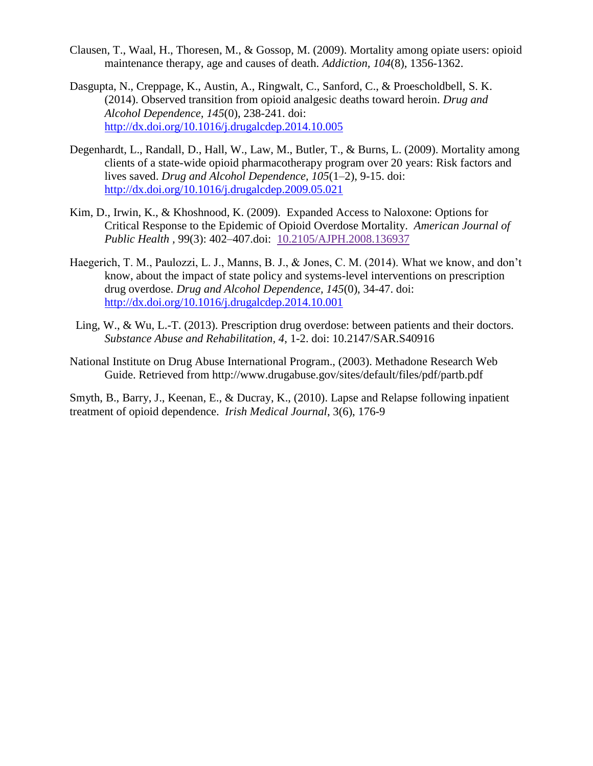Clausen, T., Waal, H., Thoresen, M., & Gossop, M. (2009). Mortality among opiate users: opioid maintenance therapy, age and causes of death. *Addiction, 104*(8), 1356-1362.

Dasgupta, N., Creppage, K., Austin, A., Ringwalt, C., Sanford, C., & Proescholdbell, S. K. (2014). Observed transition from opioid analgesic deaths toward heroin. *Drug and Alcohol Dependence, 145*(0), 238-241. doi: http://dx.doi.org/10.1016/j.drugalcdep.2014.10.005

Degenhardt, L., Randall, D., Hall, W., Law, M., Butler, T., & Burns, L. (2009). Mortality among clients of a state-wide opioid pharmacotherapy program over 20 years: Risk factors and lives saved. *Drug and Alcohol Dependence, 105*(1–2), 9-15. doi: http://dx.doi.org/10.1016/j.drugalcdep.2009.05.021

Kim, D., Irwin, K., & Khoshnood, K. (2009). Expanded Access to Naloxone: Options for Critical Response to the Epidemic of Opioid Overdose Mortality. *American Journal of Public Health* , 99(3): 402–407.doi: 10.2105/AJPH.2008.136937

Haegerich, T. M., Paulozzi, L. J., Manns, B. J., & Jones, C. M. (2014). What we know, and don't know, about the impact of state policy and systems-level interventions on prescription drug overdose. *Drug and Alcohol Dependence, 145*(0), 34-47. doi: http://dx.doi.org/10.1016/j.drugalcdep.2014.10.001

Ling, W., & Wu, L.-T. (2013). Prescription drug overdose: between patients and their doctors. *Substance Abuse and Rehabilitation, 4*, 1-2. doi: 10.2147/SAR.S40916

National Institute on Drug Abuse International Program., (2003). Methadone Research Web Guide. Retrieved from http://www.drugabuse.gov/sites/default/files/pdf/partb.pdf

Smyth, B., Barry, J., Keenan, E., & Ducray, K., (2010). Lapse and Relapse following inpatient treatment of opioid dependence. *Irish Medical Journal*, 3(6), 176-9